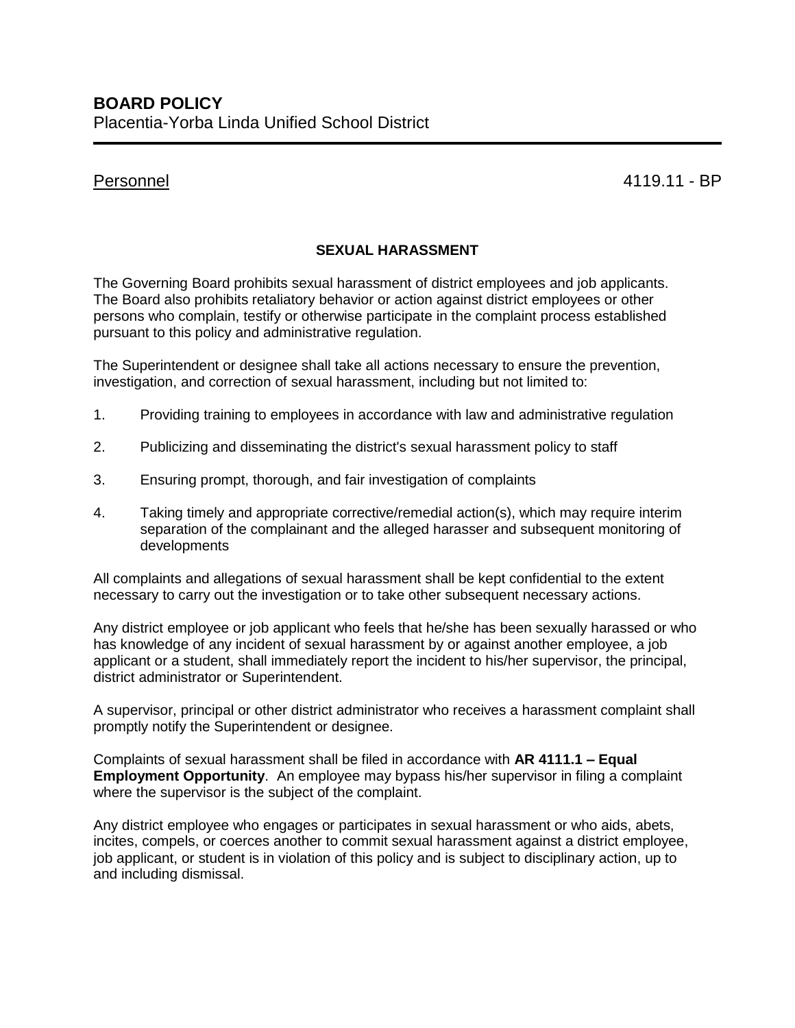**BOARD POLICY**
Placentia-Yorba Linda Unified School District

Personnel 4119.11 - BP

## SEXUAL HARASSMENT

The Governing Board prohibits sexual harassment of district employees and job applicants. The Board also prohibits retaliatory behavior or action against district employees or other persons who complain, testify or otherwise participate in the complaint process established pursuant to this policy and administrative regulation.

The Superintendent or designee shall take all actions necessary to ensure the prevention, investigation, and correction of sexual harassment, including but not limited to:

1. Providing training to employees in accordance with law and administrative regulation
2. Publicizing and disseminating the district's sexual harassment policy to staff
3. Ensuring prompt, thorough, and fair investigation of complaints
4. Taking timely and appropriate corrective/remedial action(s), which may require interim separation of the complainant and the alleged harasser and subsequent monitoring of developments

All complaints and allegations of sexual harassment shall be kept confidential to the extent necessary to carry out the investigation or to take other subsequent necessary actions.

Any district employee or job applicant who feels that he/she has been sexually harassed or who has knowledge of any incident of sexual harassment by or against another employee, a job applicant or a student, shall immediately report the incident to his/her supervisor, the principal, district administrator or Superintendent.

A supervisor, principal or other district administrator who receives a harassment complaint shall promptly notify the Superintendent or designee.

Complaints of sexual harassment shall be filed in accordance with **AR 4111.1 – Equal Employment Opportunity**. An employee may bypass his/her supervisor in filing a complaint where the supervisor is the subject of the complaint.

Any district employee who engages or participates in sexual harassment or who aids, abets, incites, compels, or coerces another to commit sexual harassment against a district employee, job applicant, or student is in violation of this policy and is subject to disciplinary action, up to and including dismissal.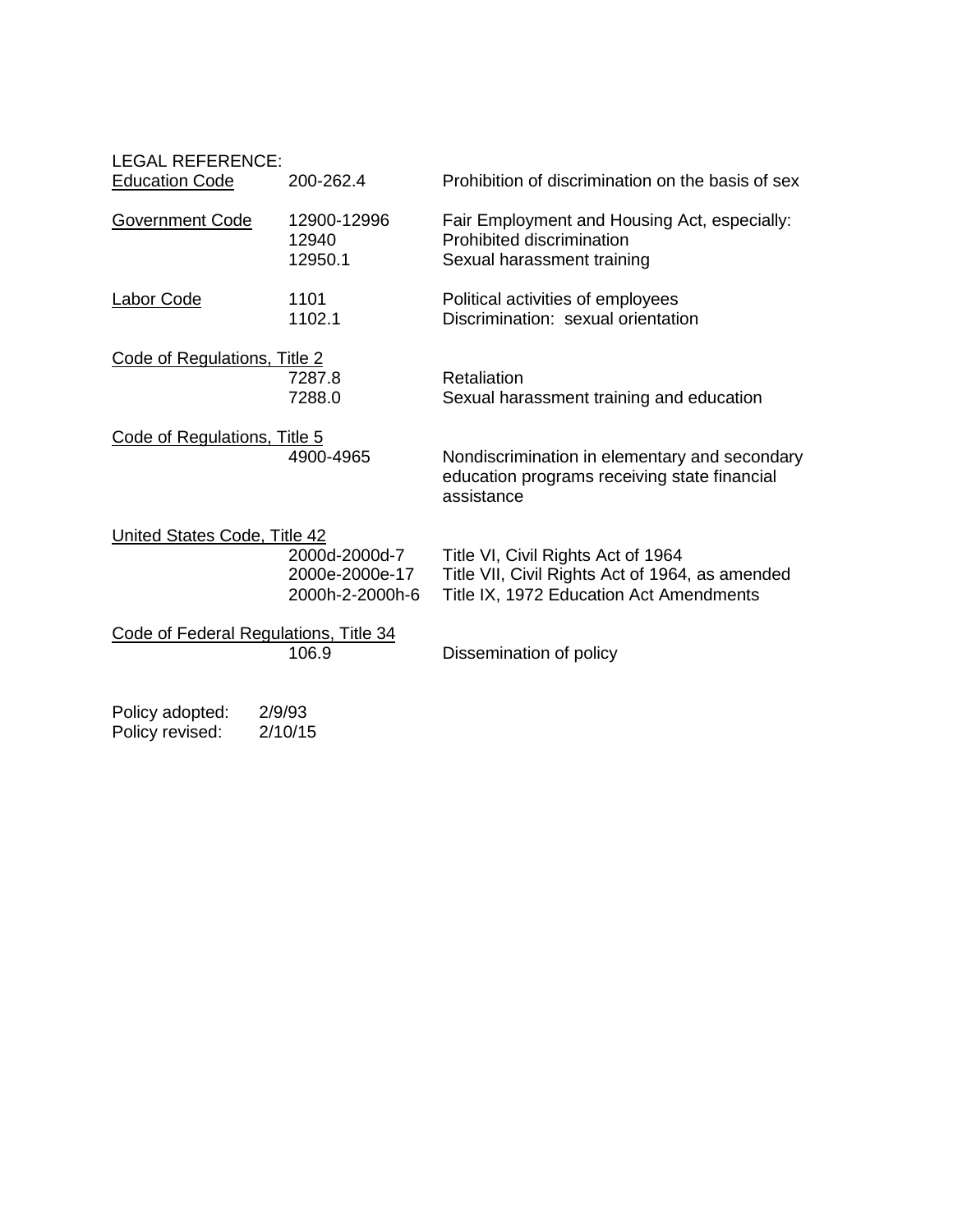LEGAL REFERENCE:

| | | |
|---|---|---|
| Education Code | 200-262.4 | Prohibition of discrimination on the basis of sex |
| Government Code | 12900-12996 | Fair Employment and Housing Act, especially: |
| | 12940 | Prohibited discrimination |
| | 12950.1 | Sexual harassment training |
| Labor Code | 1101 | Political activities of employees |
| | 1102.1 | Discrimination: sexual orientation |
| Code of Regulations, Title 2 | | |
| | 7287.8 | Retaliation |
| | 7288.0 | Sexual harassment training and education |
| Code of Regulations, Title 5 | | |
| | 4900-4965 | Nondiscrimination in elementary and secondary education programs receiving state financial assistance |
| United States Code, Title 42 | | |
| | 2000d-2000d-7 | Title VI, Civil Rights Act of 1964 |
| | 2000e-2000e-17 | Title VII, Civil Rights Act of 1964, as amended |
| | 2000h-2-2000h-6 | Title IX, 1972 Education Act Amendments |
| Code of Federal Regulations, Title 34 | | |
| | 106.9 | Dissemination of policy |

Policy adopted: 2/9/93
Policy revised: 2/10/15